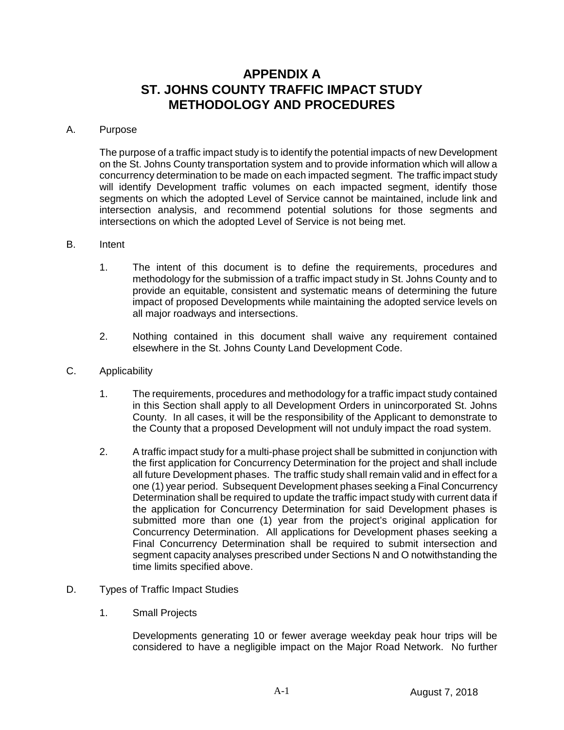# APPENDIX A
# ST. JOHNS COUNTY TRAFFIC IMPACT STUDY METHODOLOGY AND PROCEDURES

A. Purpose

The purpose of a traffic impact study is to identify the potential impacts of new Development on the St. Johns County transportation system and to provide information which will allow a concurrency determination to be made on each impacted segment. The traffic impact study will identify Development traffic volumes on each impacted segment, identify those segments on which the adopted Level of Service cannot be maintained, include link and intersection analysis, and recommend potential solutions for those segments and intersections on which the adopted Level of Service is not being met.

B. Intent

1. The intent of this document is to define the requirements, procedures and methodology for the submission of a traffic impact study in St. Johns County and to provide an equitable, consistent and systematic means of determining the future impact of proposed Developments while maintaining the adopted service levels on all major roadways and intersections.

2. Nothing contained in this document shall waive any requirement contained elsewhere in the St. Johns County Land Development Code.

C. Applicability

1. The requirements, procedures and methodology for a traffic impact study contained in this Section shall apply to all Development Orders in unincorporated St. Johns County. In all cases, it will be the responsibility of the Applicant to demonstrate to the County that a proposed Development will not unduly impact the road system.

2. A traffic impact study for a multi-phase project shall be submitted in conjunction with the first application for Concurrency Determination for the project and shall include all future Development phases. The traffic study shall remain valid and in effect for a one (1) year period. Subsequent Development phases seeking a Final Concurrency Determination shall be required to update the traffic impact study with current data if the application for Concurrency Determination for said Development phases is submitted more than one (1) year from the project's original application for Concurrency Determination. All applications for Development phases seeking a Final Concurrency Determination shall be required to submit intersection and segment capacity analyses prescribed under Sections N and O notwithstanding the time limits specified above.

D. Types of Traffic Impact Studies

1. Small Projects

Developments generating 10 or fewer average weekday peak hour trips will be considered to have a negligible impact on the Major Road Network. No further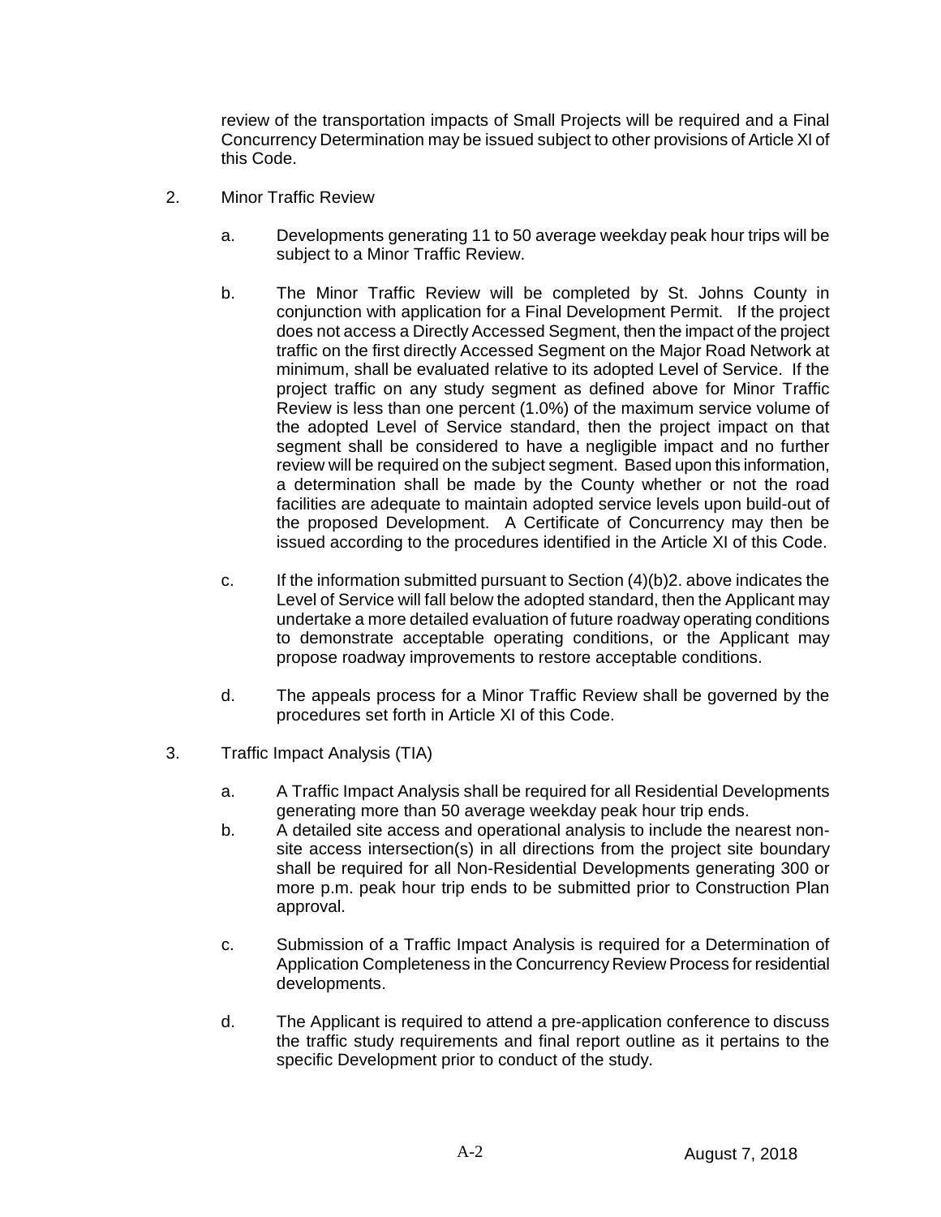review of the transportation impacts of Small Projects will be required and a Final Concurrency Determination may be issued subject to other provisions of Article XI of this Code.

2. Minor Traffic Review

   a. Developments generating 11 to 50 average weekday peak hour trips will be subject to a Minor Traffic Review.

   b. The Minor Traffic Review will be completed by St. Johns County in conjunction with application for a Final Development Permit. If the project does not access a Directly Accessed Segment, then the impact of the project traffic on the first directly Accessed Segment on the Major Road Network at minimum, shall be evaluated relative to its adopted Level of Service. If the project traffic on any study segment as defined above for Minor Traffic Review is less than one percent (1.0%) of the maximum service volume of the adopted Level of Service standard, then the project impact on that segment shall be considered to have a negligible impact and no further review will be required on the subject segment. Based upon this information, a determination shall be made by the County whether or not the road facilities are adequate to maintain adopted service levels upon build-out of the proposed Development. A Certificate of Concurrency may then be issued according to the procedures identified in the Article XI of this Code.

   c. If the information submitted pursuant to Section (4)(b)2. above indicates the Level of Service will fall below the adopted standard, then the Applicant may undertake a more detailed evaluation of future roadway operating conditions to demonstrate acceptable operating conditions, or the Applicant may propose roadway improvements to restore acceptable conditions.

   d. The appeals process for a Minor Traffic Review shall be governed by the procedures set forth in Article XI of this Code.

3. Traffic Impact Analysis (TIA)

   a. A Traffic Impact Analysis shall be required for all Residential Developments generating more than 50 average weekday peak hour trip ends.

   b. A detailed site access and operational analysis to include the nearest non-site access intersection(s) in all directions from the project site boundary shall be required for all Non-Residential Developments generating 300 or more p.m. peak hour trip ends to be submitted prior to Construction Plan approval.

   c. Submission of a Traffic Impact Analysis is required for a Determination of Application Completeness in the Concurrency Review Process for residential developments.

   d. The Applicant is required to attend a pre-application conference to discuss the traffic study requirements and final report outline as it pertains to the specific Development prior to conduct of the study.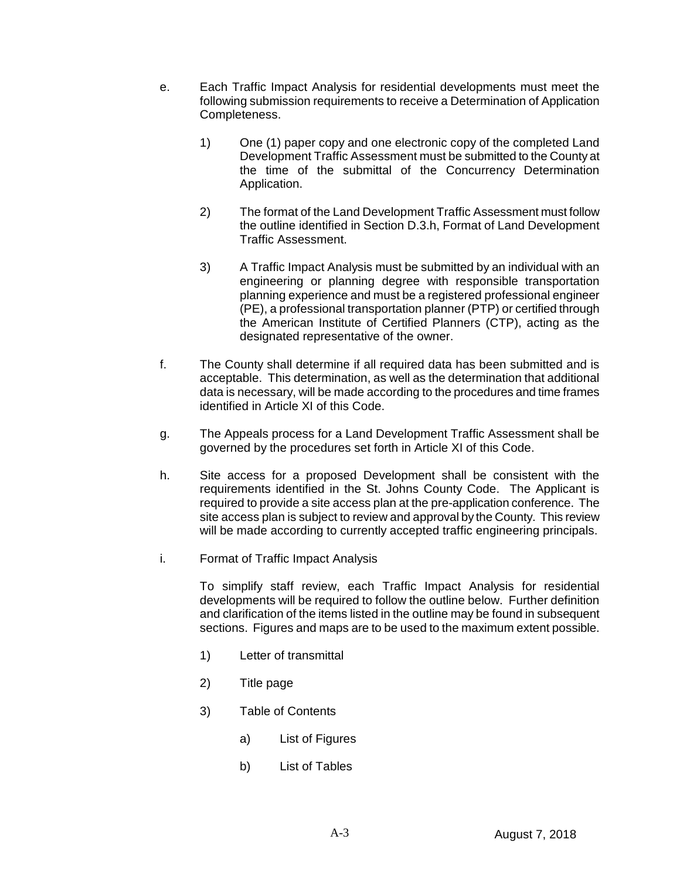e. Each Traffic Impact Analysis for residential developments must meet the following submission requirements to receive a Determination of Application Completeness.

   1) One (1) paper copy and one electronic copy of the completed Land Development Traffic Assessment must be submitted to the County at the time of the submittal of the Concurrency Determination Application.

   2) The format of the Land Development Traffic Assessment must follow the outline identified in Section D.3.h, Format of Land Development Traffic Assessment.

   3) A Traffic Impact Analysis must be submitted by an individual with an engineering or planning degree with responsible transportation planning experience and must be a registered professional engineer (PE), a professional transportation planner (PTP) or certified through the American Institute of Certified Planners (CTP), acting as the designated representative of the owner.

f. The County shall determine if all required data has been submitted and is acceptable. This determination, as well as the determination that additional data is necessary, will be made according to the procedures and time frames identified in Article XI of this Code.

g. The Appeals process for a Land Development Traffic Assessment shall be governed by the procedures set forth in Article XI of this Code.

h. Site access for a proposed Development shall be consistent with the requirements identified in the St. Johns County Code. The Applicant is required to provide a site access plan at the pre-application conference. The site access plan is subject to review and approval by the County. This review will be made according to currently accepted traffic engineering principals.

i. Format of Traffic Impact Analysis

   To simplify staff review, each Traffic Impact Analysis for residential developments will be required to follow the outline below. Further definition and clarification of the items listed in the outline may be found in subsequent sections. Figures and maps are to be used to the maximum extent possible.

   1) Letter of transmittal

   2) Title page

   3) Table of Contents

      a) List of Figures

      b) List of Tables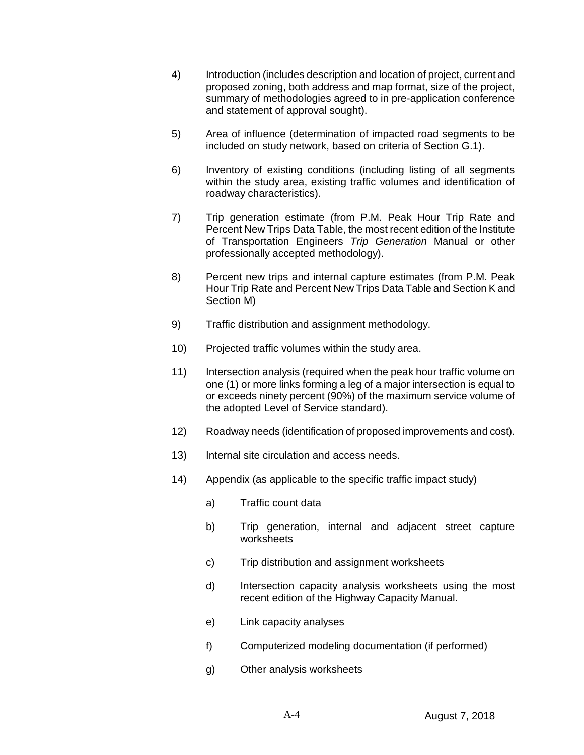4) Introduction (includes description and location of project, current and proposed zoning, both address and map format, size of the project, summary of methodologies agreed to in pre-application conference and statement of approval sought).

5) Area of influence (determination of impacted road segments to be included on study network, based on criteria of Section G.1).

6) Inventory of existing conditions (including listing of all segments within the study area, existing traffic volumes and identification of roadway characteristics).

7) Trip generation estimate (from P.M. Peak Hour Trip Rate and Percent New Trips Data Table, the most recent edition of the Institute of Transportation Engineers *Trip Generation* Manual or other professionally accepted methodology).

8) Percent new trips and internal capture estimates (from P.M. Peak Hour Trip Rate and Percent New Trips Data Table and Section K and Section M)

9) Traffic distribution and assignment methodology.

10) Projected traffic volumes within the study area.

11) Intersection analysis (required when the peak hour traffic volume on one (1) or more links forming a leg of a major intersection is equal to or exceeds ninety percent (90%) of the maximum service volume of the adopted Level of Service standard).

12) Roadway needs (identification of proposed improvements and cost).

13) Internal site circulation and access needs.

14) Appendix (as applicable to the specific traffic impact study)

    a) Traffic count data

    b) Trip generation, internal and adjacent street capture worksheets

    c) Trip distribution and assignment worksheets

    d) Intersection capacity analysis worksheets using the most recent edition of the Highway Capacity Manual.

    e) Link capacity analyses

    f) Computerized modeling documentation (if performed)

    g) Other analysis worksheets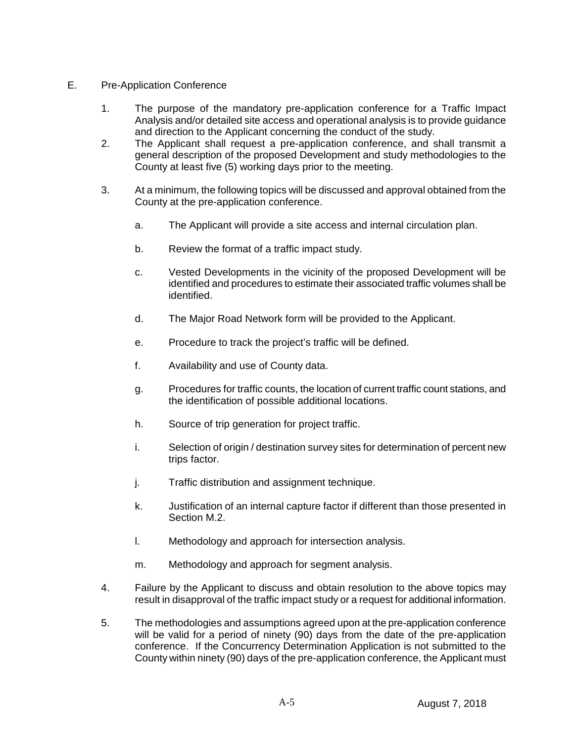E. Pre-Application Conference

1. The purpose of the mandatory pre-application conference for a Traffic Impact Analysis and/or detailed site access and operational analysis is to provide guidance and direction to the Applicant concerning the conduct of the study.
2. The Applicant shall request a pre-application conference, and shall transmit a general description of the proposed Development and study methodologies to the County at least five (5) working days prior to the meeting.
3. At a minimum, the following topics will be discussed and approval obtained from the County at the pre-application conference.

   a. The Applicant will provide a site access and internal circulation plan.

   b. Review the format of a traffic impact study.

   c. Vested Developments in the vicinity of the proposed Development will be identified and procedures to estimate their associated traffic volumes shall be identified.

   d. The Major Road Network form will be provided to the Applicant.

   e. Procedure to track the project's traffic will be defined.

   f. Availability and use of County data.

   g. Procedures for traffic counts, the location of current traffic count stations, and the identification of possible additional locations.

   h. Source of trip generation for project traffic.

   i. Selection of origin / destination survey sites for determination of percent new trips factor.

   j. Traffic distribution and assignment technique.

   k. Justification of an internal capture factor if different than those presented in Section M.2.

   l. Methodology and approach for intersection analysis.

   m. Methodology and approach for segment analysis.

4. Failure by the Applicant to discuss and obtain resolution to the above topics may result in disapproval of the traffic impact study or a request for additional information.
5. The methodologies and assumptions agreed upon at the pre-application conference will be valid for a period of ninety (90) days from the date of the pre-application conference. If the Concurrency Determination Application is not submitted to the County within ninety (90) days of the pre-application conference, the Applicant must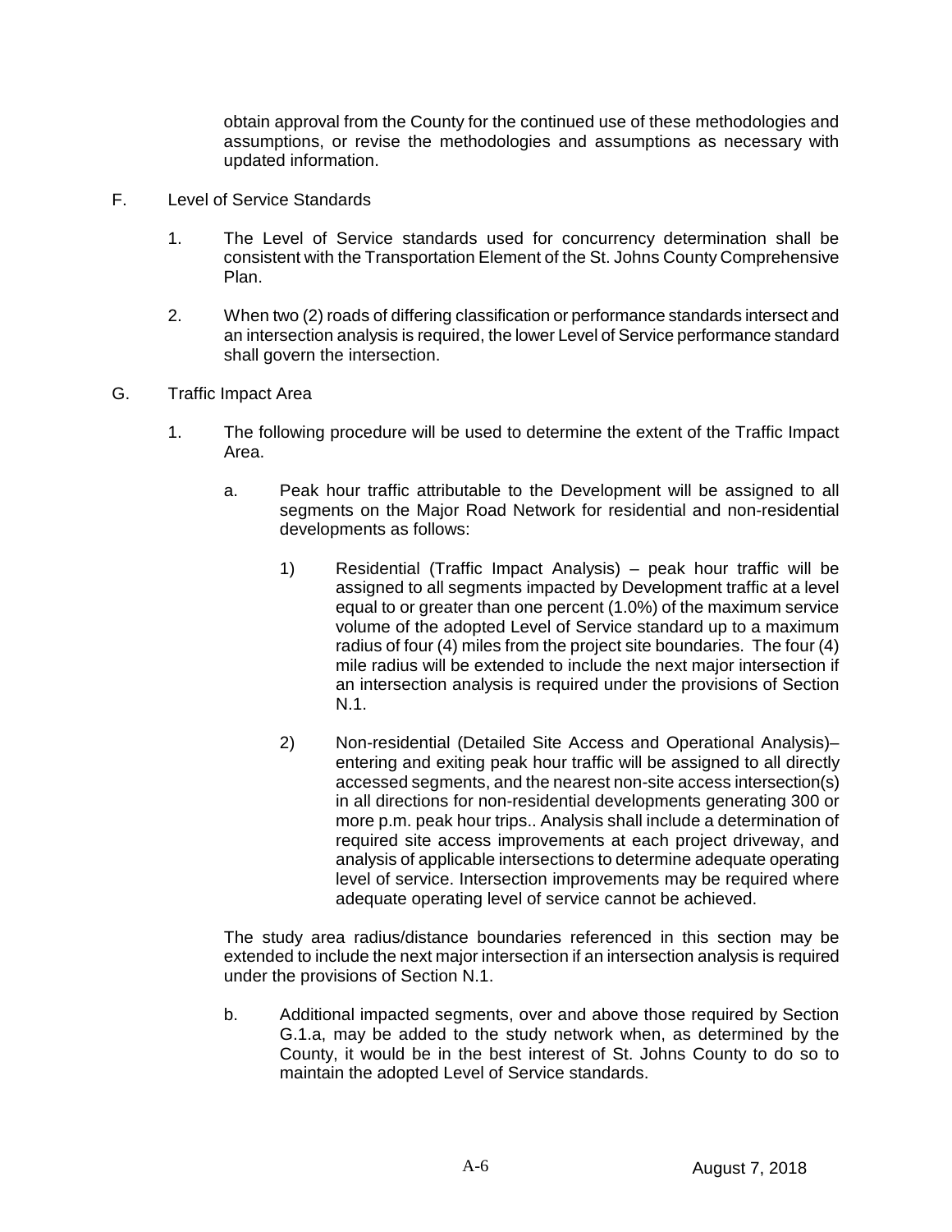obtain approval from the County for the continued use of these methodologies and assumptions, or revise the methodologies and assumptions as necessary with updated information.

F. Level of Service Standards

1. The Level of Service standards used for concurrency determination shall be consistent with the Transportation Element of the St. Johns County Comprehensive Plan.

2. When two (2) roads of differing classification or performance standards intersect and an intersection analysis is required, the lower Level of Service performance standard shall govern the intersection.

G. Traffic Impact Area

1. The following procedure will be used to determine the extent of the Traffic Impact Area.

   a. Peak hour traffic attributable to the Development will be assigned to all segments on the Major Road Network for residential and non-residential developments as follows:

      1) Residential (Traffic Impact Analysis) – peak hour traffic will be assigned to all segments impacted by Development traffic at a level equal to or greater than one percent (1.0%) of the maximum service volume of the adopted Level of Service standard up to a maximum radius of four (4) miles from the project site boundaries. The four (4) mile radius will be extended to include the next major intersection if an intersection analysis is required under the provisions of Section N.1.

      2) Non-residential (Detailed Site Access and Operational Analysis)– entering and exiting peak hour traffic will be assigned to all directly accessed segments, and the nearest non-site access intersection(s) in all directions for non-residential developments generating 300 or more p.m. peak hour trips.. Analysis shall include a determination of required site access improvements at each project driveway, and analysis of applicable intersections to determine adequate operating level of service. Intersection improvements may be required where adequate operating level of service cannot be achieved.

   The study area radius/distance boundaries referenced in this section may be extended to include the next major intersection if an intersection analysis is required under the provisions of Section N.1.

   b. Additional impacted segments, over and above those required by Section G.1.a, may be added to the study network when, as determined by the County, it would be in the best interest of St. Johns County to do so to maintain the adopted Level of Service standards.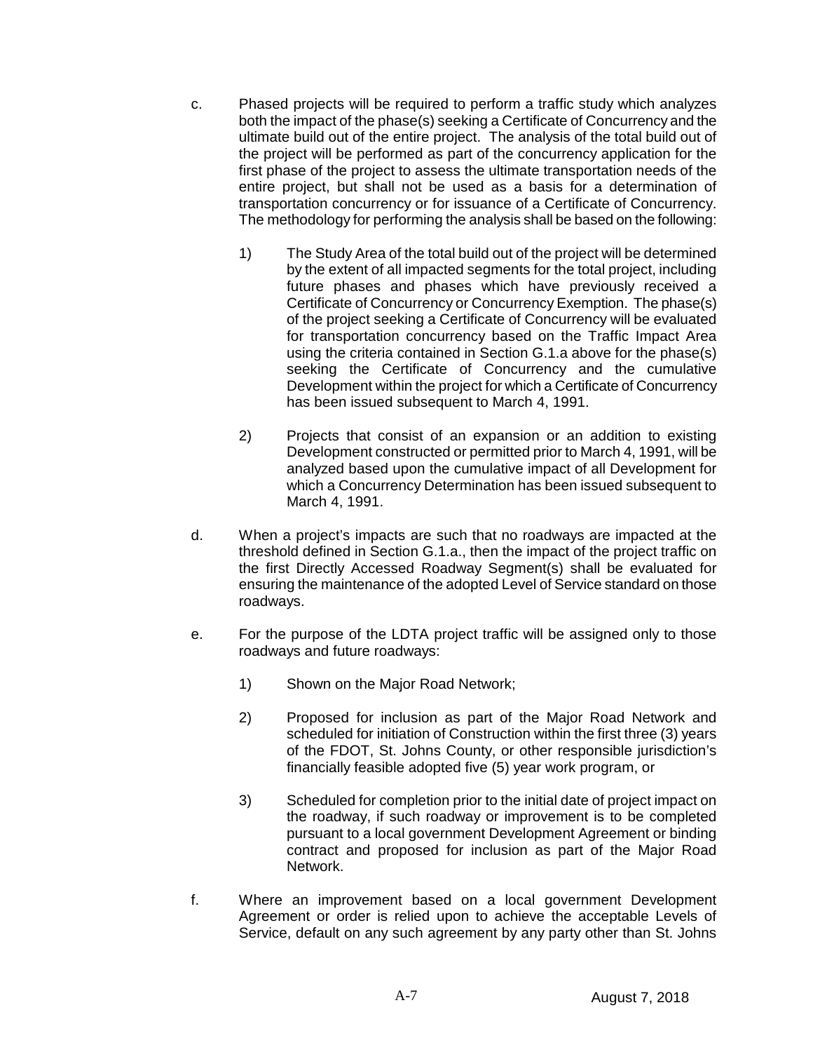c. Phased projects will be required to perform a traffic study which analyzes both the impact of the phase(s) seeking a Certificate of Concurrency and the ultimate build out of the entire project. The analysis of the total build out of the project will be performed as part of the concurrency application for the first phase of the project to assess the ultimate transportation needs of the entire project, but shall not be used as a basis for a determination of transportation concurrency or for issuance of a Certificate of Concurrency. The methodology for performing the analysis shall be based on the following:

   1) The Study Area of the total build out of the project will be determined by the extent of all impacted segments for the total project, including future phases and phases which have previously received a Certificate of Concurrency or Concurrency Exemption. The phase(s) of the project seeking a Certificate of Concurrency will be evaluated for transportation concurrency based on the Traffic Impact Area using the criteria contained in Section G.1.a above for the phase(s) seeking the Certificate of Concurrency and the cumulative Development within the project for which a Certificate of Concurrency has been issued subsequent to March 4, 1991.

   2) Projects that consist of an expansion or an addition to existing Development constructed or permitted prior to March 4, 1991, will be analyzed based upon the cumulative impact of all Development for which a Concurrency Determination has been issued subsequent to March 4, 1991.

d. When a project's impacts are such that no roadways are impacted at the threshold defined in Section G.1.a., then the impact of the project traffic on the first Directly Accessed Roadway Segment(s) shall be evaluated for ensuring the maintenance of the adopted Level of Service standard on those roadways.

e. For the purpose of the LDTA project traffic will be assigned only to those roadways and future roadways:

   1) Shown on the Major Road Network;

   2) Proposed for inclusion as part of the Major Road Network and scheduled for initiation of Construction within the first three (3) years of the FDOT, St. Johns County, or other responsible jurisdiction's financially feasible adopted five (5) year work program, or

   3) Scheduled for completion prior to the initial date of project impact on the roadway, if such roadway or improvement is to be completed pursuant to a local government Development Agreement or binding contract and proposed for inclusion as part of the Major Road Network.

f. Where an improvement based on a local government Development Agreement or order is relied upon to achieve the acceptable Levels of Service, default on any such agreement by any party other than St. Johns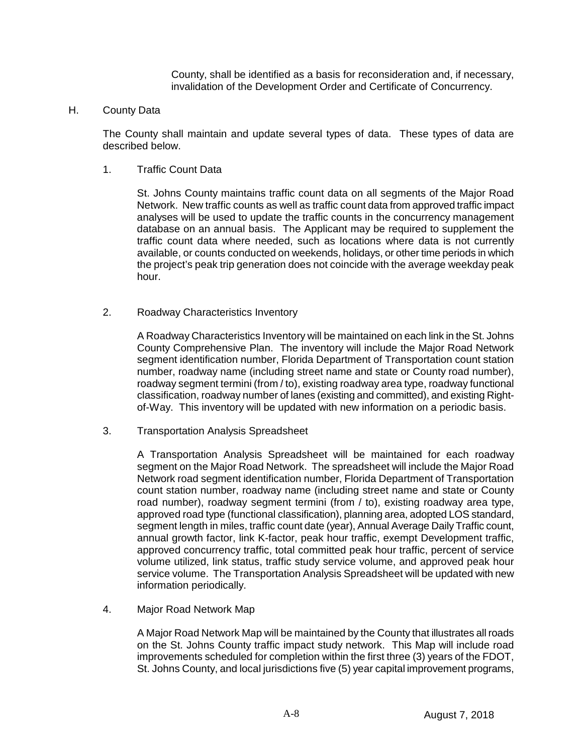County, shall be identified as a basis for reconsideration and, if necessary, invalidation of the Development Order and Certificate of Concurrency.

## H. County Data

The County shall maintain and update several types of data. These types of data are described below.

### 1. Traffic Count Data

St. Johns County maintains traffic count data on all segments of the Major Road Network. New traffic counts as well as traffic count data from approved traffic impact analyses will be used to update the traffic counts in the concurrency management database on an annual basis. The Applicant may be required to supplement the traffic count data where needed, such as locations where data is not currently available, or counts conducted on weekends, holidays, or other time periods in which the project's peak trip generation does not coincide with the average weekday peak hour.

### 2. Roadway Characteristics Inventory

A Roadway Characteristics Inventory will be maintained on each link in the St. Johns County Comprehensive Plan. The inventory will include the Major Road Network segment identification number, Florida Department of Transportation count station number, roadway name (including street name and state or County road number), roadway segment termini (from / to), existing roadway area type, roadway functional classification, roadway number of lanes (existing and committed), and existing Right-of-Way. This inventory will be updated with new information on a periodic basis.

### 3. Transportation Analysis Spreadsheet

A Transportation Analysis Spreadsheet will be maintained for each roadway segment on the Major Road Network. The spreadsheet will include the Major Road Network road segment identification number, Florida Department of Transportation count station number, roadway name (including street name and state or County road number), roadway segment termini (from / to), existing roadway area type, approved road type (functional classification), planning area, adopted LOS standard, segment length in miles, traffic count date (year), Annual Average Daily Traffic count, annual growth factor, link K-factor, peak hour traffic, exempt Development traffic, approved concurrency traffic, total committed peak hour traffic, percent of service volume utilized, link status, traffic study service volume, and approved peak hour service volume. The Transportation Analysis Spreadsheet will be updated with new information periodically.

### 4. Major Road Network Map

A Major Road Network Map will be maintained by the County that illustrates all roads on the St. Johns County traffic impact study network. This Map will include road improvements scheduled for completion within the first three (3) years of the FDOT, St. Johns County, and local jurisdictions five (5) year capital improvement programs,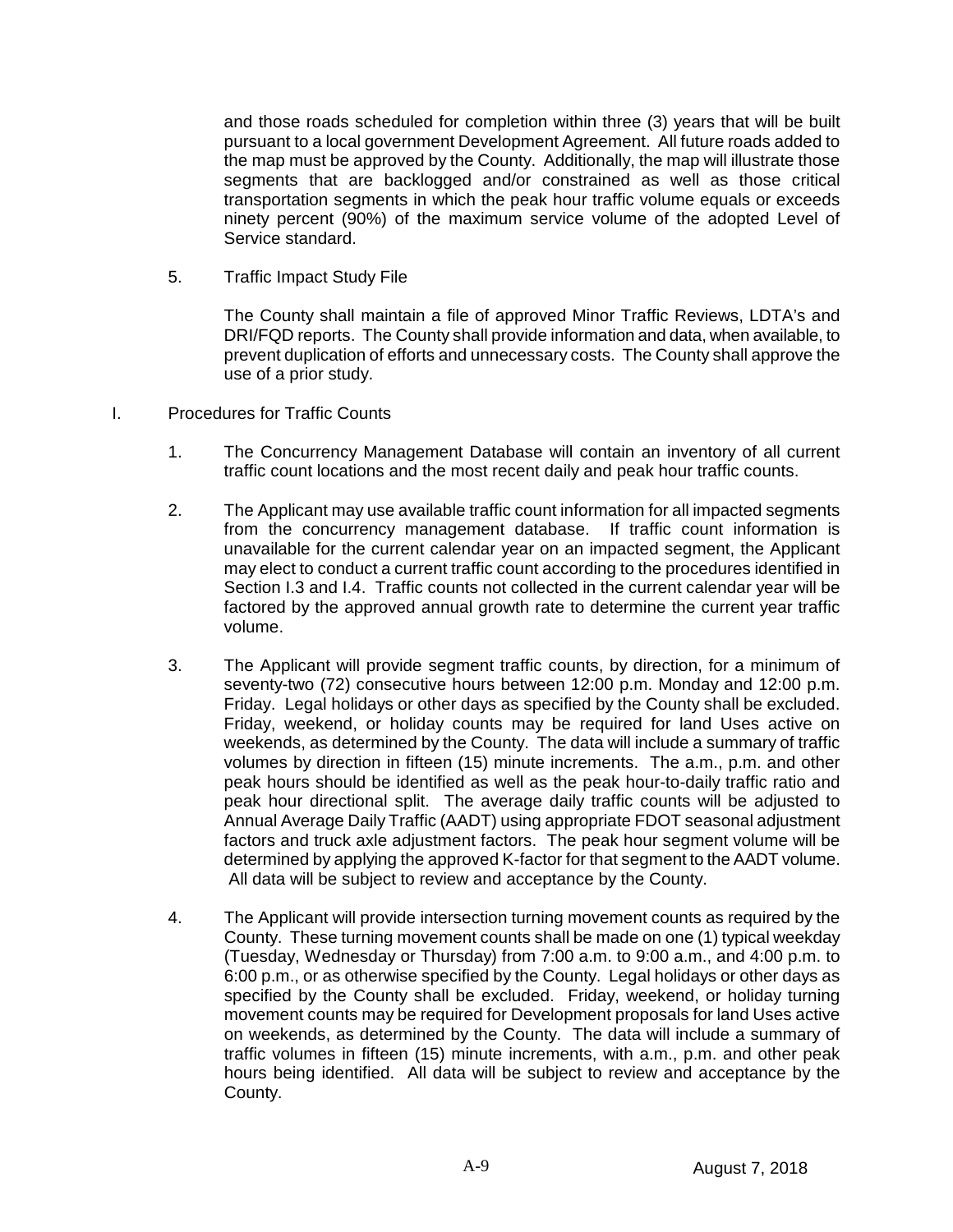and those roads scheduled for completion within three (3) years that will be built pursuant to a local government Development Agreement. All future roads added to the map must be approved by the County. Additionally, the map will illustrate those segments that are backlogged and/or constrained as well as those critical transportation segments in which the peak hour traffic volume equals or exceeds ninety percent (90%) of the maximum service volume of the adopted Level of Service standard.

5. Traffic Impact Study File

   The County shall maintain a file of approved Minor Traffic Reviews, LDTA's and DRI/FQD reports. The County shall provide information and data, when available, to prevent duplication of efforts and unnecessary costs. The County shall approve the use of a prior study.

I. Procedures for Traffic Counts

1. The Concurrency Management Database will contain an inventory of all current traffic count locations and the most recent daily and peak hour traffic counts.

2. The Applicant may use available traffic count information for all impacted segments from the concurrency management database. If traffic count information is unavailable for the current calendar year on an impacted segment, the Applicant may elect to conduct a current traffic count according to the procedures identified in Section I.3 and I.4. Traffic counts not collected in the current calendar year will be factored by the approved annual growth rate to determine the current year traffic volume.

3. The Applicant will provide segment traffic counts, by direction, for a minimum of seventy-two (72) consecutive hours between 12:00 p.m. Monday and 12:00 p.m. Friday. Legal holidays or other days as specified by the County shall be excluded. Friday, weekend, or holiday counts may be required for land Uses active on weekends, as determined by the County. The data will include a summary of traffic volumes by direction in fifteen (15) minute increments. The a.m., p.m. and other peak hours should be identified as well as the peak hour-to-daily traffic ratio and peak hour directional split. The average daily traffic counts will be adjusted to Annual Average Daily Traffic (AADT) using appropriate FDOT seasonal adjustment factors and truck axle adjustment factors. The peak hour segment volume will be determined by applying the approved K-factor for that segment to the AADT volume. All data will be subject to review and acceptance by the County.

4. The Applicant will provide intersection turning movement counts as required by the County. These turning movement counts shall be made on one (1) typical weekday (Tuesday, Wednesday or Thursday) from 7:00 a.m. to 9:00 a.m., and 4:00 p.m. to 6:00 p.m., or as otherwise specified by the County. Legal holidays or other days as specified by the County shall be excluded. Friday, weekend, or holiday turning movement counts may be required for Development proposals for land Uses active on weekends, as determined by the County. The data will include a summary of traffic volumes in fifteen (15) minute increments, with a.m., p.m. and other peak hours being identified. All data will be subject to review and acceptance by the County.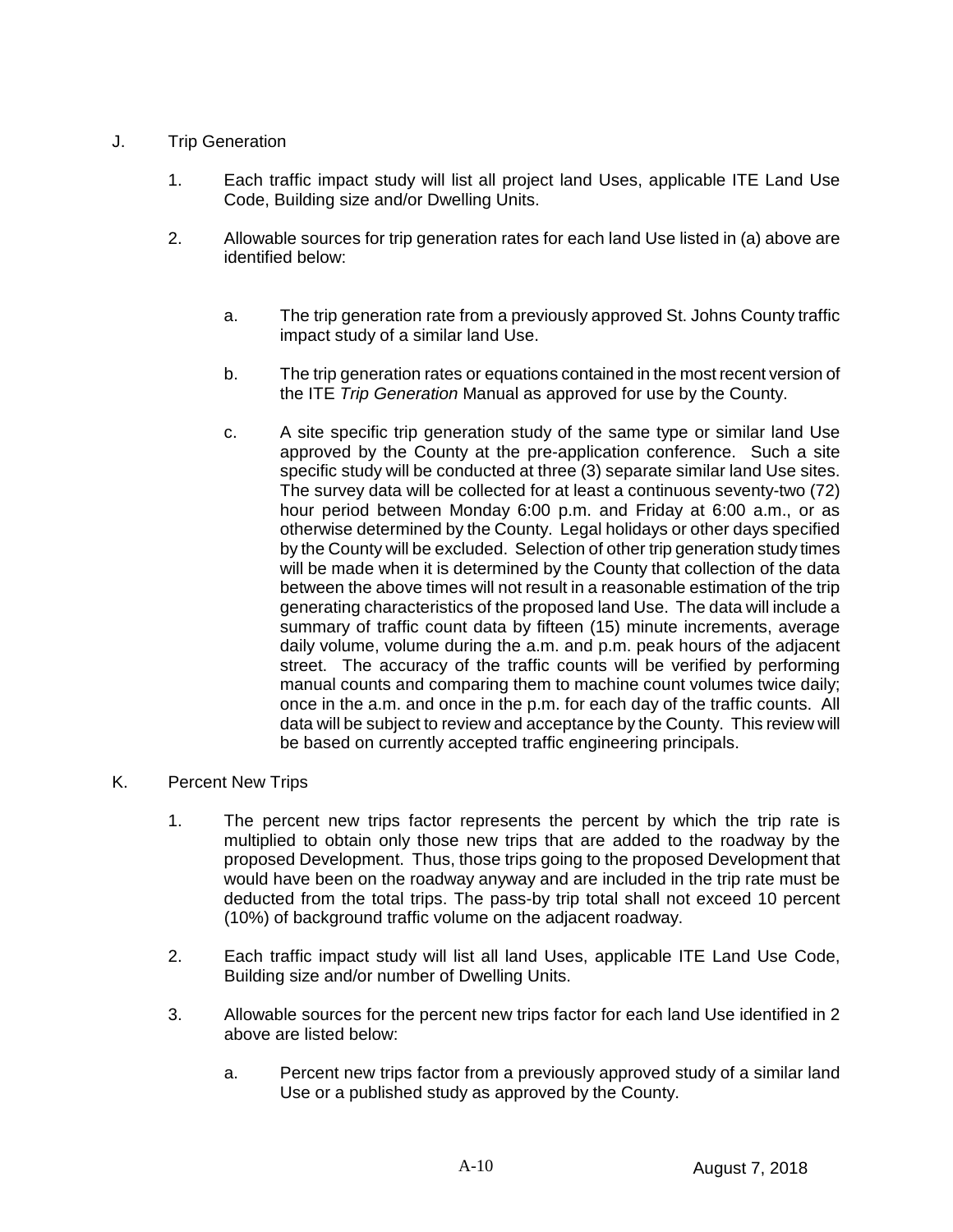J. Trip Generation

1. Each traffic impact study will list all project land Uses, applicable ITE Land Use Code, Building size and/or Dwelling Units.

2. Allowable sources for trip generation rates for each land Use listed in (a) above are identified below:

   a. The trip generation rate from a previously approved St. Johns County traffic impact study of a similar land Use.

   b. The trip generation rates or equations contained in the most recent version of the ITE *Trip Generation* Manual as approved for use by the County.

   c. A site specific trip generation study of the same type or similar land Use approved by the County at the pre-application conference. Such a site specific study will be conducted at three (3) separate similar land Use sites. The survey data will be collected for at least a continuous seventy-two (72) hour period between Monday 6:00 p.m. and Friday at 6:00 a.m., or as otherwise determined by the County. Legal holidays or other days specified by the County will be excluded. Selection of other trip generation study times will be made when it is determined by the County that collection of the data between the above times will not result in a reasonable estimation of the trip generating characteristics of the proposed land Use. The data will include a summary of traffic count data by fifteen (15) minute increments, average daily volume, volume during the a.m. and p.m. peak hours of the adjacent street. The accuracy of the traffic counts will be verified by performing manual counts and comparing them to machine count volumes twice daily; once in the a.m. and once in the p.m. for each day of the traffic counts. All data will be subject to review and acceptance by the County. This review will be based on currently accepted traffic engineering principals.

K. Percent New Trips

1. The percent new trips factor represents the percent by which the trip rate is multiplied to obtain only those new trips that are added to the roadway by the proposed Development. Thus, those trips going to the proposed Development that would have been on the roadway anyway and are included in the trip rate must be deducted from the total trips. The pass-by trip total shall not exceed 10 percent (10%) of background traffic volume on the adjacent roadway.

2. Each traffic impact study will list all land Uses, applicable ITE Land Use Code, Building size and/or number of Dwelling Units.

3. Allowable sources for the percent new trips factor for each land Use identified in 2 above are listed below:

   a. Percent new trips factor from a previously approved study of a similar land Use or a published study as approved by the County.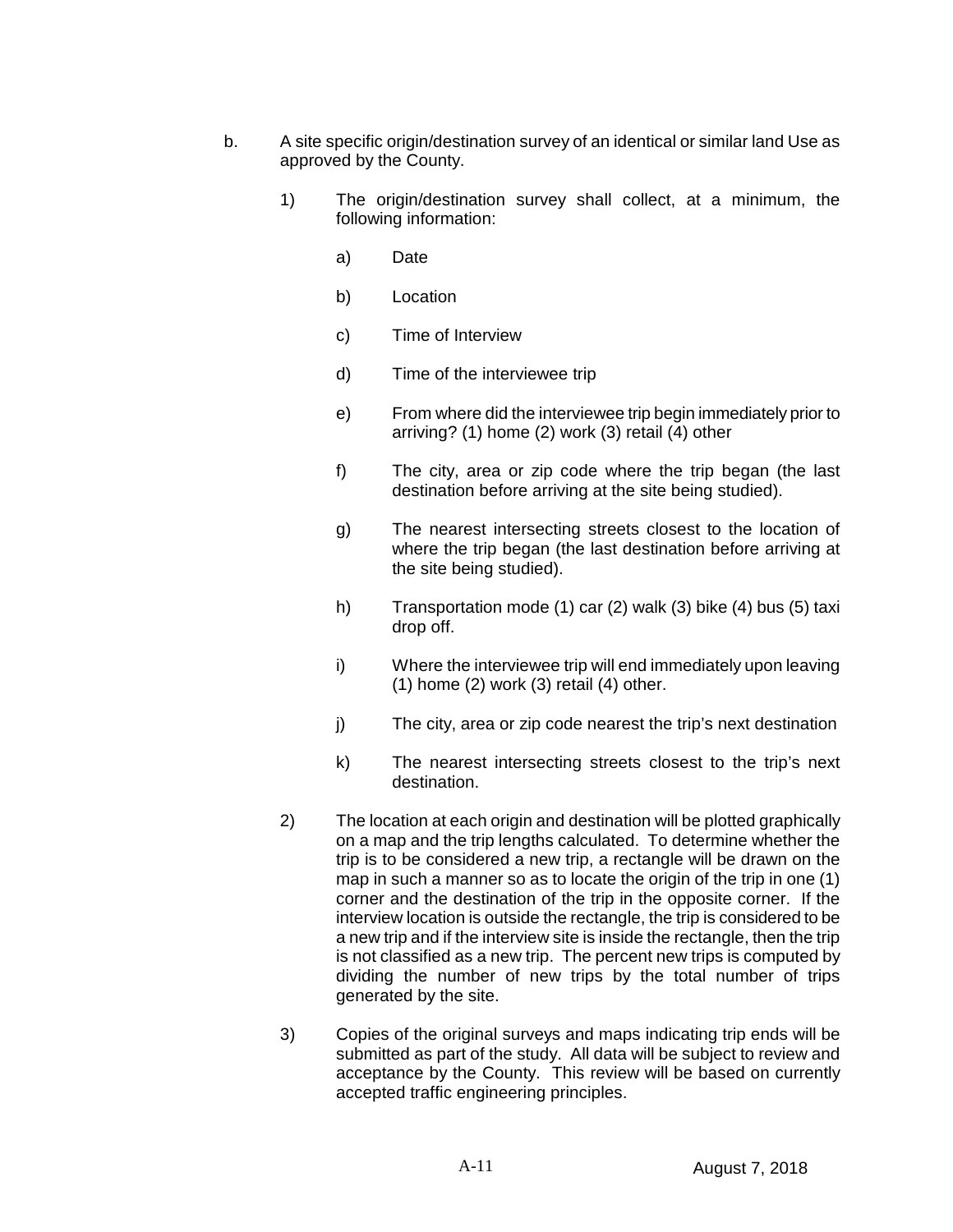b. A site specific origin/destination survey of an identical or similar land Use as approved by the County.

1) The origin/destination survey shall collect, at a minimum, the following information:

   a) Date

   b) Location

   c) Time of Interview

   d) Time of the interviewee trip

   e) From where did the interviewee trip begin immediately prior to arriving? (1) home (2) work (3) retail (4) other

   f) The city, area or zip code where the trip began (the last destination before arriving at the site being studied).

   g) The nearest intersecting streets closest to the location of where the trip began (the last destination before arriving at the site being studied).

   h) Transportation mode (1) car (2) walk (3) bike (4) bus (5) taxi drop off.

   i) Where the interviewee trip will end immediately upon leaving (1) home (2) work (3) retail (4) other.

   j) The city, area or zip code nearest the trip's next destination

   k) The nearest intersecting streets closest to the trip's next destination.

2) The location at each origin and destination will be plotted graphically on a map and the trip lengths calculated. To determine whether the trip is to be considered a new trip, a rectangle will be drawn on the map in such a manner so as to locate the origin of the trip in one (1) corner and the destination of the trip in the opposite corner. If the interview location is outside the rectangle, the trip is considered to be a new trip and if the interview site is inside the rectangle, then the trip is not classified as a new trip. The percent new trips is computed by dividing the number of new trips by the total number of trips generated by the site.

3) Copies of the original surveys and maps indicating trip ends will be submitted as part of the study. All data will be subject to review and acceptance by the County. This review will be based on currently accepted traffic engineering principles.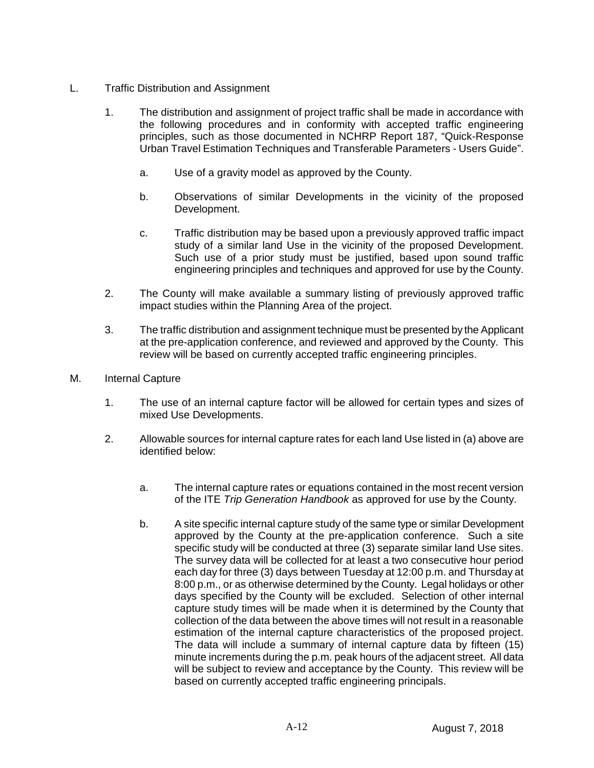L. Traffic Distribution and Assignment

1. The distribution and assignment of project traffic shall be made in accordance with the following procedures and in conformity with accepted traffic engineering principles, such as those documented in NCHRP Report 187, "Quick-Response Urban Travel Estimation Techniques and Transferable Parameters - Users Guide".

   a. Use of a gravity model as approved by the County.

   b. Observations of similar Developments in the vicinity of the proposed Development.

   c. Traffic distribution may be based upon a previously approved traffic impact study of a similar land Use in the vicinity of the proposed Development. Such use of a prior study must be justified, based upon sound traffic engineering principles and techniques and approved for use by the County.

2. The County will make available a summary listing of previously approved traffic impact studies within the Planning Area of the project.

3. The traffic distribution and assignment technique must be presented by the Applicant at the pre-application conference, and reviewed and approved by the County. This review will be based on currently accepted traffic engineering principles.

M. Internal Capture

1. The use of an internal capture factor will be allowed for certain types and sizes of mixed Use Developments.

2. Allowable sources for internal capture rates for each land Use listed in (a) above are identified below:

   a. The internal capture rates or equations contained in the most recent version of the ITE *Trip Generation Handbook* as approved for use by the County.

   b. A site specific internal capture study of the same type or similar Development approved by the County at the pre-application conference. Such a site specific study will be conducted at three (3) separate similar land Use sites. The survey data will be collected for at least a two consecutive hour period each day for three (3) days between Tuesday at 12:00 p.m. and Thursday at 8:00 p.m., or as otherwise determined by the County. Legal holidays or other days specified by the County will be excluded. Selection of other internal capture study times will be made when it is determined by the County that collection of the data between the above times will not result in a reasonable estimation of the internal capture characteristics of the proposed project. The data will include a summary of internal capture data by fifteen (15) minute increments during the p.m. peak hours of the adjacent street. All data will be subject to review and acceptance by the County. This review will be based on currently accepted traffic engineering principals.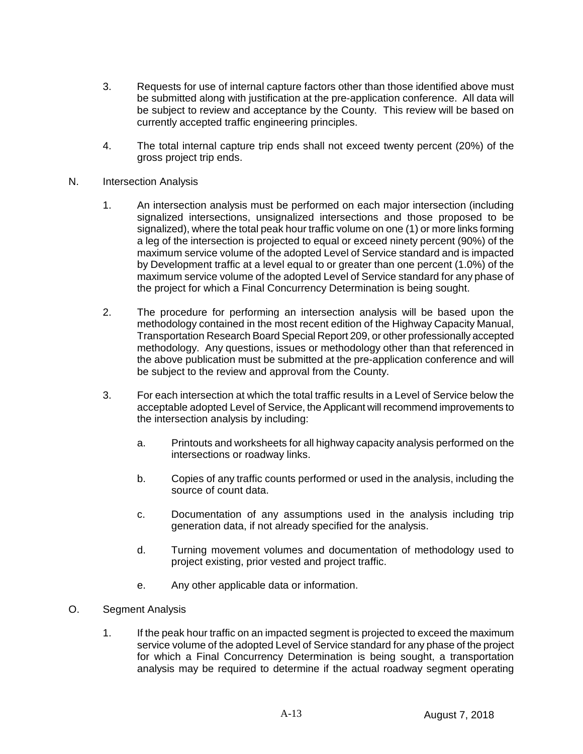3. Requests for use of internal capture factors other than those identified above must be submitted along with justification at the pre-application conference. All data will be subject to review and acceptance by the County. This review will be based on currently accepted traffic engineering principles.

4. The total internal capture trip ends shall not exceed twenty percent (20%) of the gross project trip ends.

N. Intersection Analysis

1. An intersection analysis must be performed on each major intersection (including signalized intersections, unsignalized intersections and those proposed to be signalized), where the total peak hour traffic volume on one (1) or more links forming a leg of the intersection is projected to equal or exceed ninety percent (90%) of the maximum service volume of the adopted Level of Service standard and is impacted by Development traffic at a level equal to or greater than one percent (1.0%) of the maximum service volume of the adopted Level of Service standard for any phase of the project for which a Final Concurrency Determination is being sought.

2. The procedure for performing an intersection analysis will be based upon the methodology contained in the most recent edition of the Highway Capacity Manual, Transportation Research Board Special Report 209, or other professionally accepted methodology. Any questions, issues or methodology other than that referenced in the above publication must be submitted at the pre-application conference and will be subject to the review and approval from the County.

3. For each intersection at which the total traffic results in a Level of Service below the acceptable adopted Level of Service, the Applicant will recommend improvements to the intersection analysis by including:

   a. Printouts and worksheets for all highway capacity analysis performed on the intersections or roadway links.

   b. Copies of any traffic counts performed or used in the analysis, including the source of count data.

   c. Documentation of any assumptions used in the analysis including trip generation data, if not already specified for the analysis.

   d. Turning movement volumes and documentation of methodology used to project existing, prior vested and project traffic.

   e. Any other applicable data or information.

O. Segment Analysis

1. If the peak hour traffic on an impacted segment is projected to exceed the maximum service volume of the adopted Level of Service standard for any phase of the project for which a Final Concurrency Determination is being sought, a transportation analysis may be required to determine if the actual roadway segment operating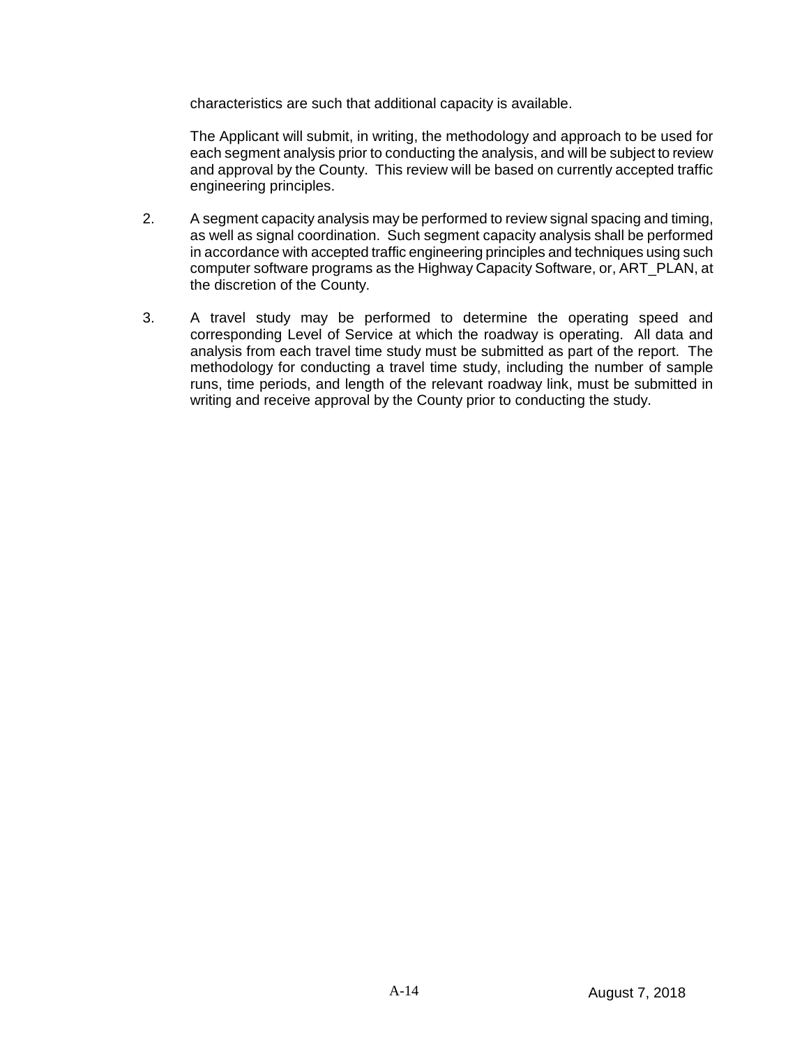characteristics are such that additional capacity is available.

The Applicant will submit, in writing, the methodology and approach to be used for each segment analysis prior to conducting the analysis, and will be subject to review and approval by the County. This review will be based on currently accepted traffic engineering principles.

2. A segment capacity analysis may be performed to review signal spacing and timing, as well as signal coordination. Such segment capacity analysis shall be performed in accordance with accepted traffic engineering principles and techniques using such computer software programs as the Highway Capacity Software, or, ART_PLAN, at the discretion of the County.

3. A travel study may be performed to determine the operating speed and corresponding Level of Service at which the roadway is operating. All data and analysis from each travel time study must be submitted as part of the report. The methodology for conducting a travel time study, including the number of sample runs, time periods, and length of the relevant roadway link, must be submitted in writing and receive approval by the County prior to conducting the study.